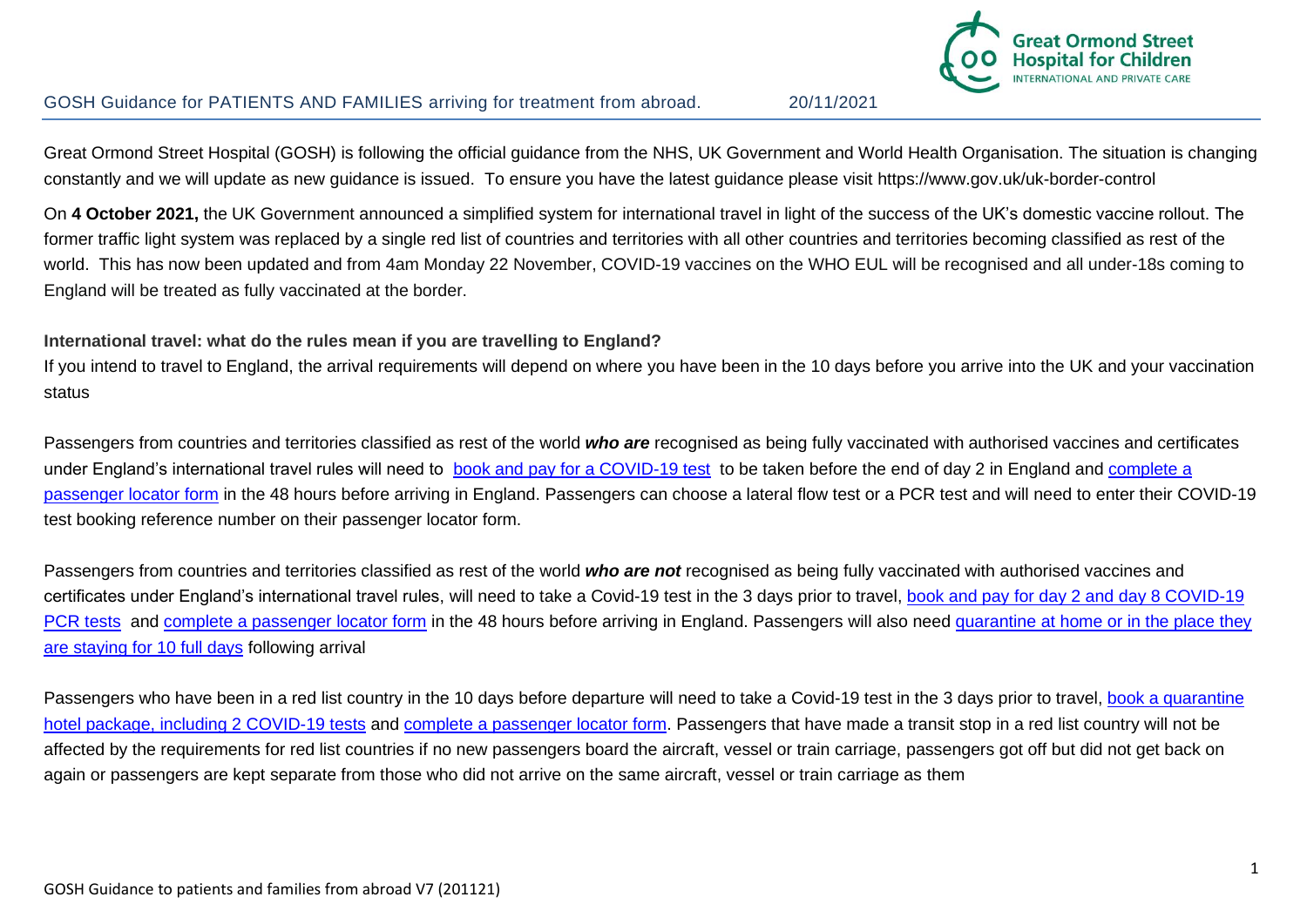GOSH Guidance for PATIENTS AND FAMILIES arriving for treatment from abroad. 20/11/2021

Great Ormond Street Hospital (GOSH) is following the official guidance from the NHS, UK Government and World Health Organisation. The situation is changing constantly and we will update as new guidance is issued. To ensure you have the latest guidance please visit https://www.gov.uk/uk-border-control

On **4 October 2021,** the UK Government announced a simplified system for international travel in light of the success of the UK's domestic vaccine rollout. The former traffic light system was replaced by a single red list of countries and territories with all other countries and territories becoming classified as rest of the world. This has now been updated and from 4am Monday 22 November, COVID-19 vaccines on the WHO EUL will be recognised and all under-18s coming to England will be treated as fully vaccinated at the border.

**International travel: what do the rules mean if you are travelling to England?**

If you intend to travel to England, the arrival requirements will depend on where you have been in the 10 days before you arrive into the UK and your vaccination status

Passengers from countries and territories classified as rest of the world ***who are*** recognised as being fully vaccinated with authorised vaccines and certificates under England's international travel rules will need to book and pay for a COVID-19 test to be taken before the end of day 2 in England and complete a passenger locator form in the 48 hours before arriving in England. Passengers can choose a lateral flow test or a PCR test and will need to enter their COVID-19 test booking reference number on their passenger locator form.

Passengers from countries and territories classified as rest of the world ***who are not*** recognised as being fully vaccinated with authorised vaccines and certificates under England's international travel rules, will need to take a Covid-19 test in the 3 days prior to travel, book and pay for day 2 and day 8 COVID-19 PCR tests and complete a passenger locator form in the 48 hours before arriving in England. Passengers will also need quarantine at home or in the place they are staying for 10 full days following arrival

Passengers who have been in a red list country in the 10 days before departure will need to take a Covid-19 test in the 3 days prior to travel, book a quarantine hotel package, including 2 COVID-19 tests and complete a passenger locator form. Passengers that have made a transit stop in a red list country will not be affected by the requirements for red list countries if no new passengers board the aircraft, vessel or train carriage, passengers got off but did not get back on again or passengers are kept separate from those who did not arrive on the same aircraft, vessel or train carriage as them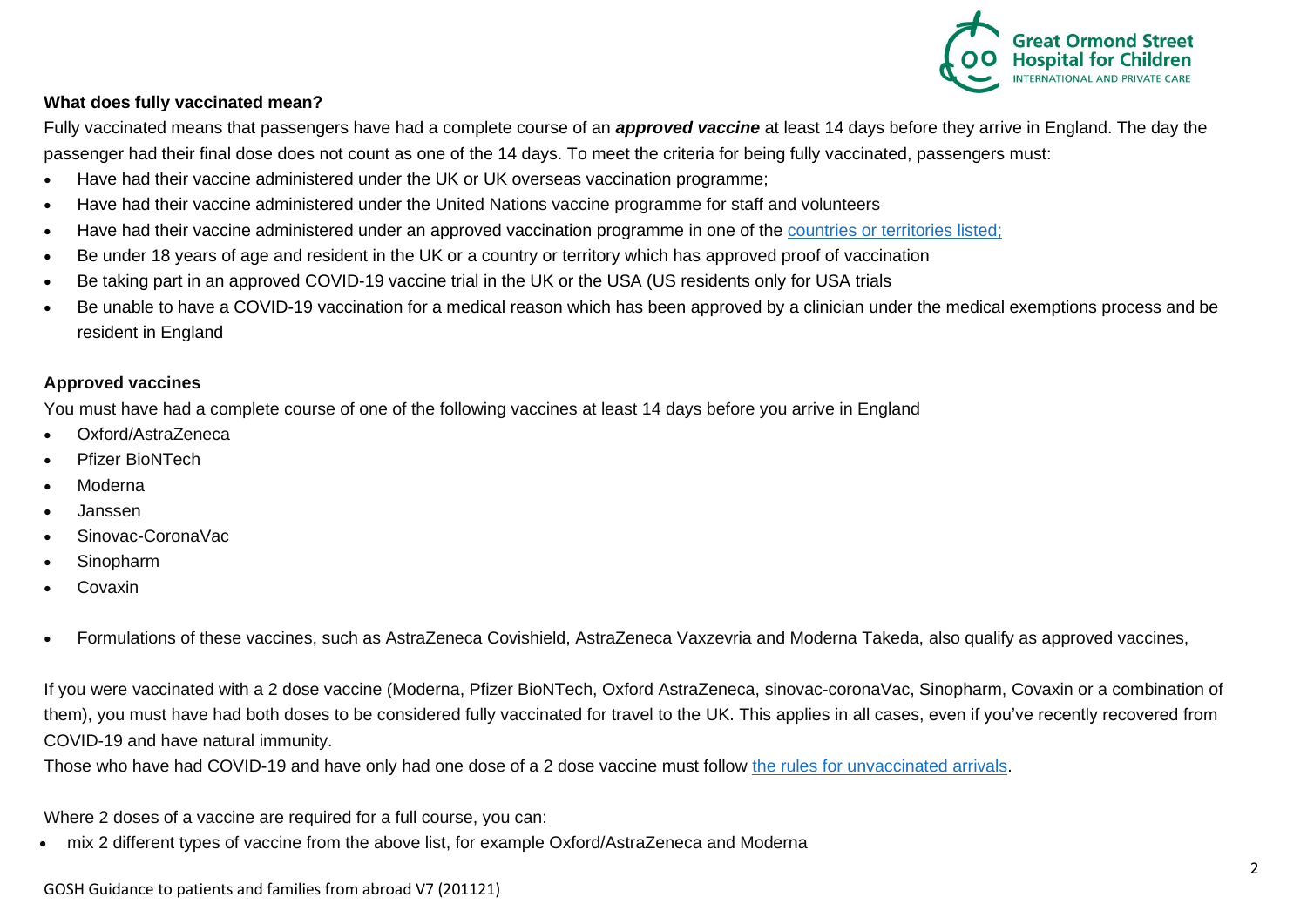**What does fully vaccinated mean?**

Fully vaccinated means that passengers have had a complete course of an ***approved vaccine*** at least 14 days before they arrive in England. The day the passenger had their final dose does not count as one of the 14 days. To meet the criteria for being fully vaccinated, passengers must:

- Have had their vaccine administered under the UK or UK overseas vaccination programme;
- Have had their vaccine administered under the United Nations vaccine programme for staff and volunteers
- Have had their vaccine administered under an approved vaccination programme in one of the countries or territories listed;
- Be under 18 years of age and resident in the UK or a country or territory which has approved proof of vaccination
- Be taking part in an approved COVID-19 vaccine trial in the UK or the USA (US residents only for USA trials
- Be unable to have a COVID-19 vaccination for a medical reason which has been approved by a clinician under the medical exemptions process and be resident in England

**Approved vaccines**

You must have had a complete course of one of the following vaccines at least 14 days before you arrive in England

- Oxford/AstraZeneca
- Pfizer BioNTech
- Moderna
- Janssen
- Sinovac-CoronaVac
- Sinopharm
- Covaxin

- Formulations of these vaccines, such as AstraZeneca Covishield, AstraZeneca Vaxzevria and Moderna Takeda, also qualify as approved vaccines,

If you were vaccinated with a 2 dose vaccine (Moderna, Pfizer BioNTech, Oxford AstraZeneca, sinovac-coronaVac, Sinopharm, Covaxin or a combination of them), you must have had both doses to be considered fully vaccinated for travel to the UK. This applies in all cases, even if you've recently recovered from COVID-19 and have natural immunity.

Those who have had COVID-19 and have only had one dose of a 2 dose vaccine must follow the rules for unvaccinated arrivals.

Where 2 doses of a vaccine are required for a full course, you can:

- mix 2 different types of vaccine from the above list, for example Oxford/AstraZeneca and Moderna

GOSH Guidance to patients and families from abroad V7 (201121)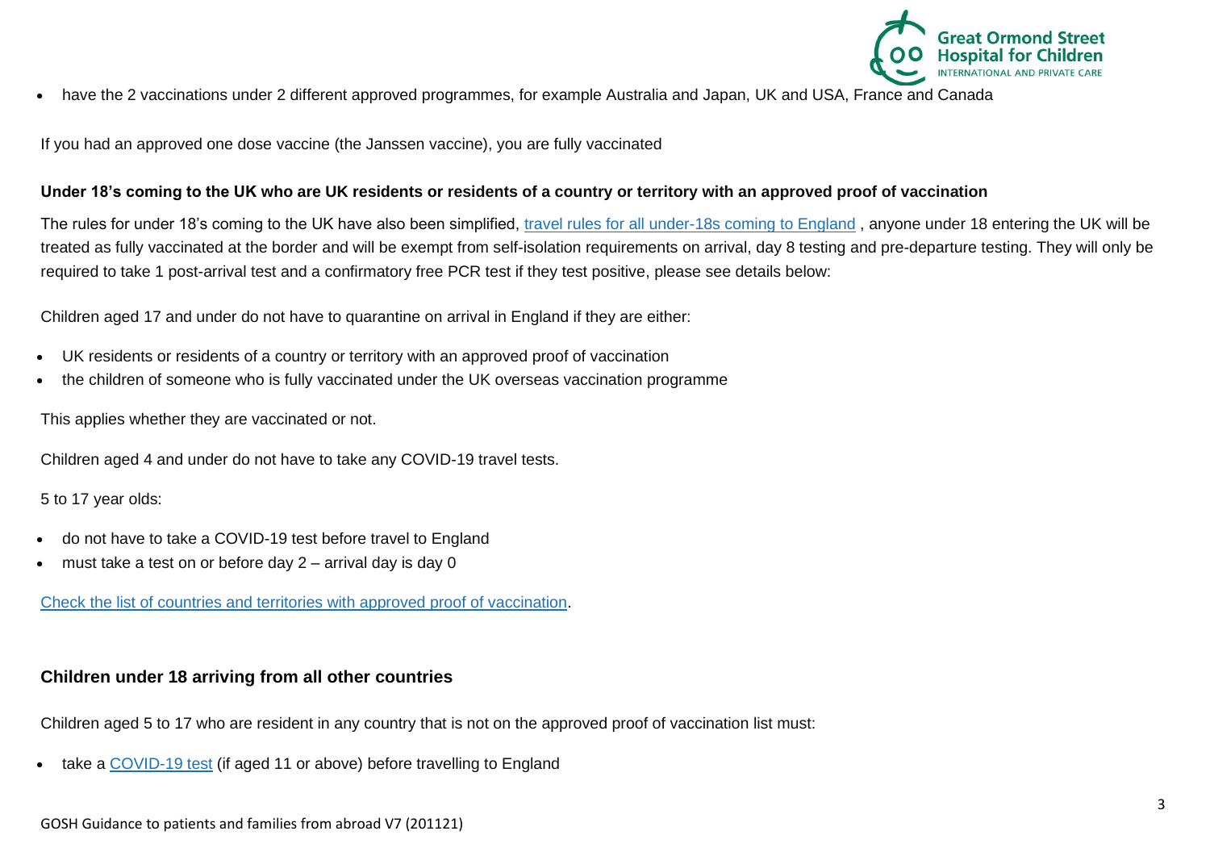- have the 2 vaccinations under 2 different approved programmes, for example Australia and Japan, UK and USA, France and Canada

If you had an approved one dose vaccine (the Janssen vaccine), you are fully vaccinated

**Under 18's coming to the UK who are UK residents or residents of a country or territory with an approved proof of vaccination**

The rules for under 18's coming to the UK have also been simplified, [travel rules for all under-18s coming to England](#) , anyone under 18 entering the UK will be treated as fully vaccinated at the border and will be exempt from self-isolation requirements on arrival, day 8 testing and pre-departure testing. They will only be required to take 1 post-arrival test and a confirmatory free PCR test if they test positive, please see details below:

Children aged 17 and under do not have to quarantine on arrival in England if they are either:

- UK residents or residents of a country or territory with an approved proof of vaccination
- the children of someone who is fully vaccinated under the UK overseas vaccination programme

This applies whether they are vaccinated or not.

Children aged 4 and under do not have to take any COVID-19 travel tests.

5 to 17 year olds:

- do not have to take a COVID-19 test before travel to England
- must take a test on or before day 2 – arrival day is day 0

[Check the list of countries and territories with approved proof of vaccination](#).

**Children under 18 arriving from all other countries**

Children aged 5 to 17 who are resident in any country that is not on the approved proof of vaccination list must:

- take a [COVID-19 test](#) (if aged 11 or above) before travelling to England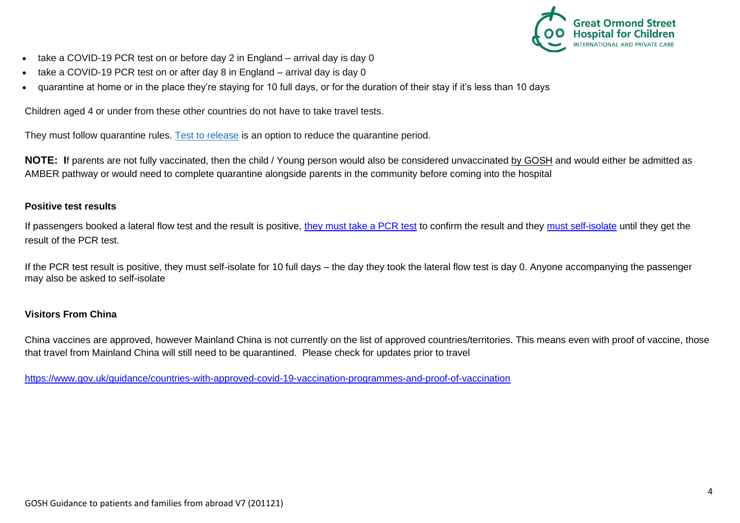- take a COVID-19 PCR test on or before day 2 in England – arrival day is day 0
- take a COVID-19 PCR test on or after day 8 in England – arrival day is day 0
- quarantine at home or in the place they're staying for 10 full days, or for the duration of their stay if it's less than 10 days

Children aged 4 or under from these other countries do not have to take travel tests.

They must follow quarantine rules. Test to release is an option to reduce the quarantine period.

**NOTE: I**f parents are not fully vaccinated, then the child / Young person would also be considered unvaccinated by GOSH and would either be admitted as AMBER pathway or would need to complete quarantine alongside parents in the community before coming into the hospital

**Positive test results**

If passengers booked a lateral flow test and the result is positive, they must take a PCR test to confirm the result and they must self-isolate until they get the result of the PCR test.

If the PCR test result is positive, they must self-isolate for 10 full days – the day they took the lateral flow test is day 0. Anyone accompanying the passenger may also be asked to self-isolate

**Visitors From China**

China vaccines are approved, however Mainland China is not currently on the list of approved countries/territories. This means even with proof of vaccine, those that travel from Mainland China will still need to be quarantined. Please check for updates prior to travel

https://www.gov.uk/guidance/countries-with-approved-covid-19-vaccination-programmes-and-proof-of-vaccination